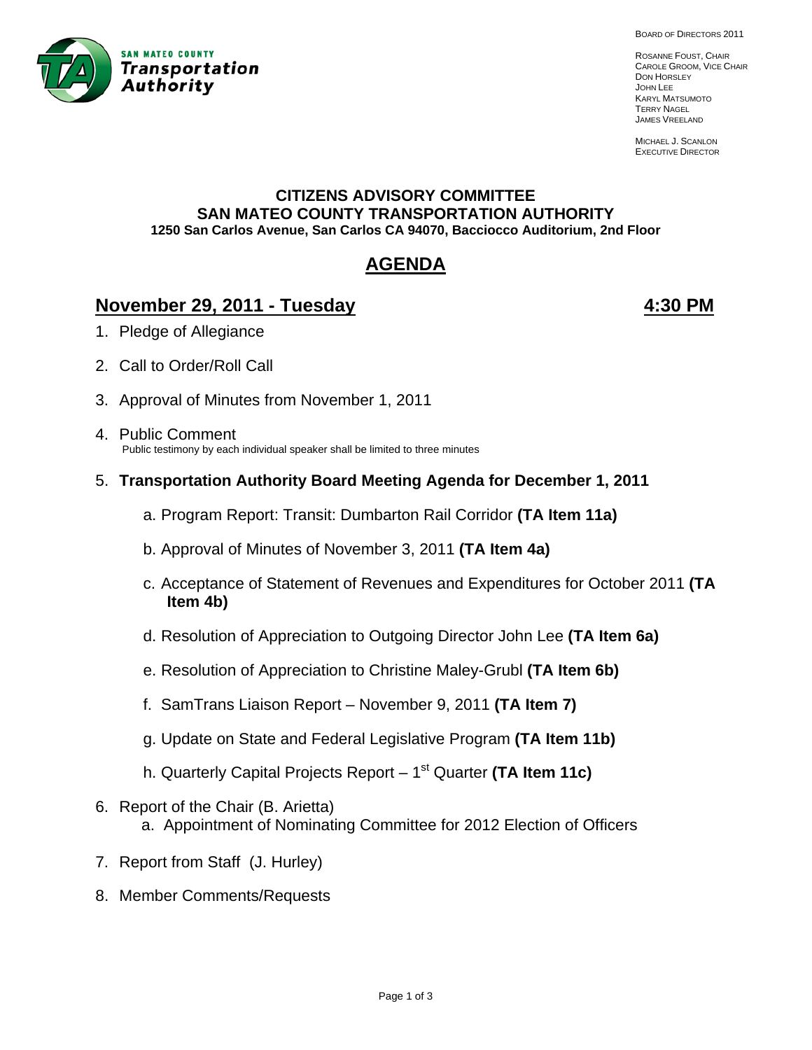SAN MATEO COUNTY **Transportation Authority**

BOARD OF DIRECTORS 2011

ROSANNE FOUST, CHAIR
CAROLE GROOM, VICE CHAIR
DON HORSLEY
JOHN LEE
KARYL MATSUMOTO
TERRY NAGEL
JAMES VREELAND

MICHAEL J. SCANLON
EXECUTIVE DIRECTOR

**CITIZENS ADVISORY COMMITTEE**
**SAN MATEO COUNTY TRANSPORTATION AUTHORITY**
**1250 San Carlos Avenue, San Carlos CA 94070, Bacciocco Auditorium, 2nd Floor**

# AGENDA

## November 29, 2011 - Tuesday 4:30 PM

1. Pledge of Allegiance
2. Call to Order/Roll Call
3. Approval of Minutes from November 1, 2011
4. Public Comment
   Public testimony by each individual speaker shall be limited to three minutes
5. **Transportation Authority Board Meeting Agenda for December 1, 2011**
   a. Program Report: Transit: Dumbarton Rail Corridor **(TA Item 11a)**
   b. Approval of Minutes of November 3, 2011 **(TA Item 4a)**
   c. Acceptance of Statement of Revenues and Expenditures for October 2011 **(TA Item 4b)**
   d. Resolution of Appreciation to Outgoing Director John Lee **(TA Item 6a)**
   e. Resolution of Appreciation to Christine Maley-Grubl **(TA Item 6b)**
   f. SamTrans Liaison Report – November 9, 2011 **(TA Item 7)**
   g. Update on State and Federal Legislative Program **(TA Item 11b)**
   h. Quarterly Capital Projects Report – 1st Quarter **(TA Item 11c)**
6. Report of the Chair (B. Arietta)
   a. Appointment of Nominating Committee for 2012 Election of Officers
7. Report from Staff (J. Hurley)
8. Member Comments/Requests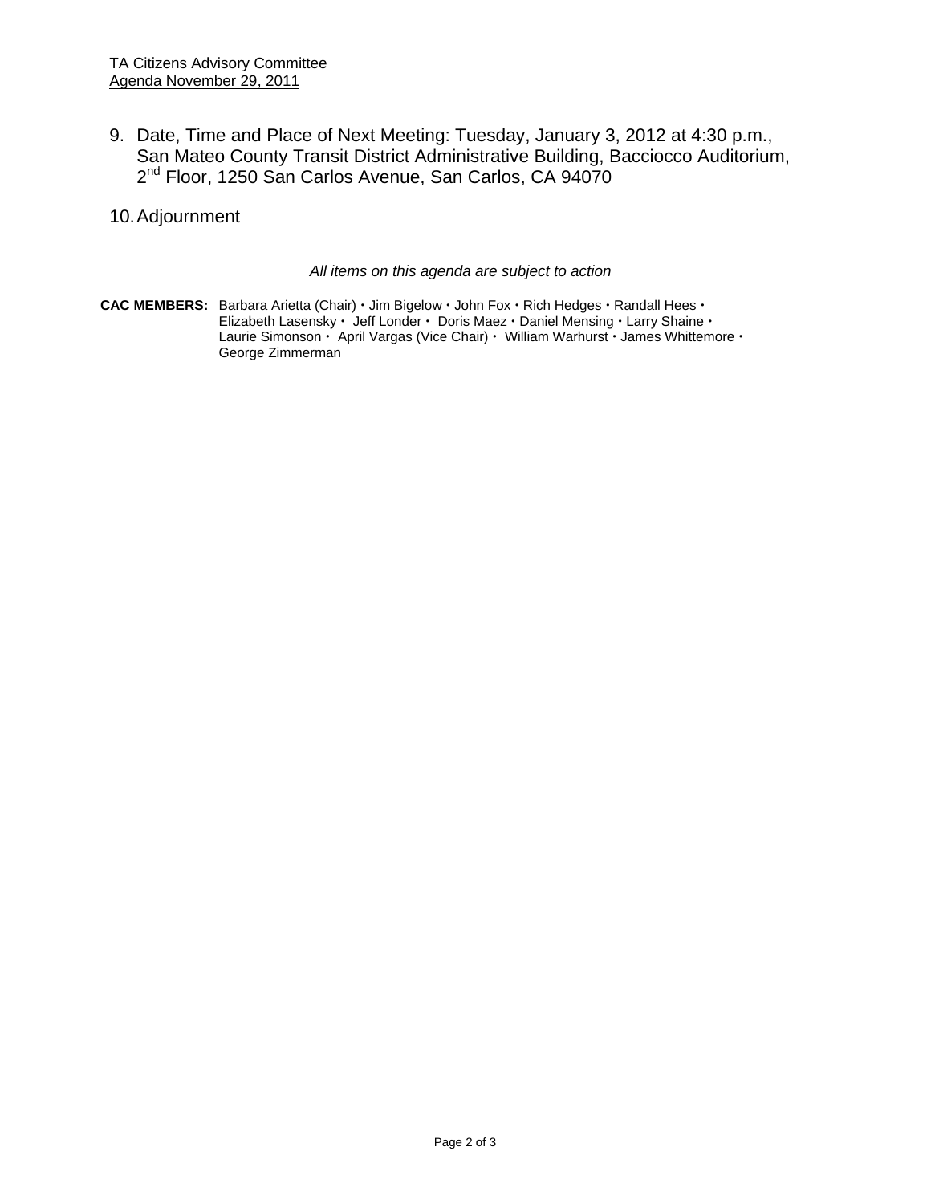9. Date, Time and Place of Next Meeting: Tuesday, January 3, 2012 at 4:30 p.m., San Mateo County Transit District Administrative Building, Bacciocco Auditorium, 2nd Floor, 1250 San Carlos Avenue, San Carlos, CA 94070

10. Adjournment

*All items on this agenda are subject to action*

**CAC MEMBERS:** Barbara Arietta (Chair) • Jim Bigelow • John Fox • Rich Hedges • Randall Hees • Elizabeth Lasensky • Jeff Londer • Doris Maez • Daniel Mensing • Larry Shaine • Laurie Simonson • April Vargas (Vice Chair) • William Warhurst • James Whittemore • George Zimmerman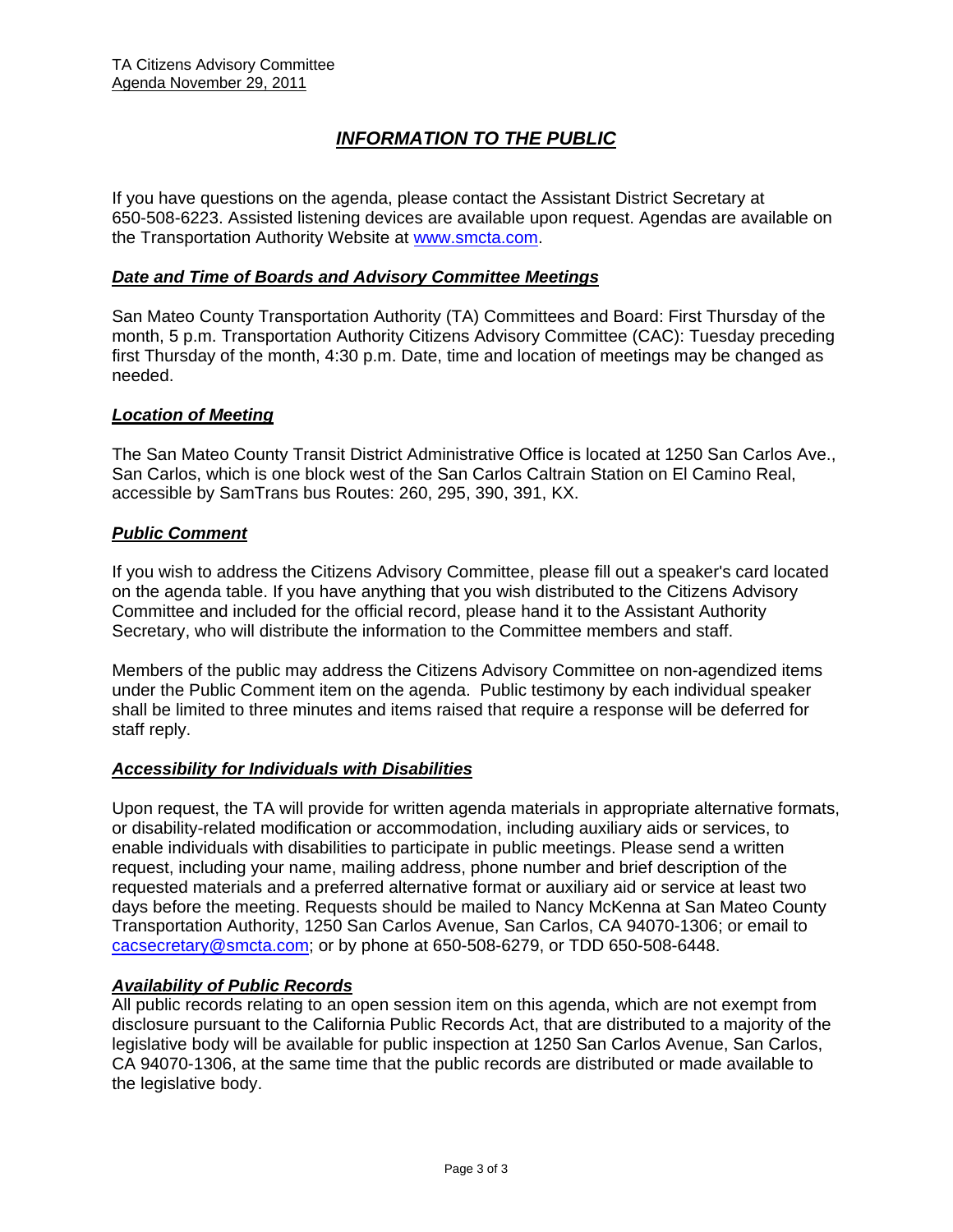# *INFORMATION TO THE PUBLIC*

If you have questions on the agenda, please contact the Assistant District Secretary at 650-508-6223. Assisted listening devices are available upon request. Agendas are available on the Transportation Authority Website at www.smcta.com.

## *Date and Time of Boards and Advisory Committee Meetings*

San Mateo County Transportation Authority (TA) Committees and Board: First Thursday of the month, 5 p.m. Transportation Authority Citizens Advisory Committee (CAC): Tuesday preceding first Thursday of the month, 4:30 p.m. Date, time and location of meetings may be changed as needed.

## *Location of Meeting*

The San Mateo County Transit District Administrative Office is located at 1250 San Carlos Ave., San Carlos, which is one block west of the San Carlos Caltrain Station on El Camino Real, accessible by SamTrans bus Routes: 260, 295, 390, 391, KX.

## *Public Comment*

If you wish to address the Citizens Advisory Committee, please fill out a speaker's card located on the agenda table. If you have anything that you wish distributed to the Citizens Advisory Committee and included for the official record, please hand it to the Assistant Authority Secretary, who will distribute the information to the Committee members and staff.

Members of the public may address the Citizens Advisory Committee on non-agendized items under the Public Comment item on the agenda. Public testimony by each individual speaker shall be limited to three minutes and items raised that require a response will be deferred for staff reply.

## *Accessibility for Individuals with Disabilities*

Upon request, the TA will provide for written agenda materials in appropriate alternative formats, or disability-related modification or accommodation, including auxiliary aids or services, to enable individuals with disabilities to participate in public meetings. Please send a written request, including your name, mailing address, phone number and brief description of the requested materials and a preferred alternative format or auxiliary aid or service at least two days before the meeting. Requests should be mailed to Nancy McKenna at San Mateo County Transportation Authority, 1250 San Carlos Avenue, San Carlos, CA 94070-1306; or email to cacsecretary@smcta.com; or by phone at 650-508-6279, or TDD 650-508-6448.

## *Availability of Public Records*

All public records relating to an open session item on this agenda, which are not exempt from disclosure pursuant to the California Public Records Act, that are distributed to a majority of the legislative body will be available for public inspection at 1250 San Carlos Avenue, San Carlos, CA 94070-1306, at the same time that the public records are distributed or made available to the legislative body.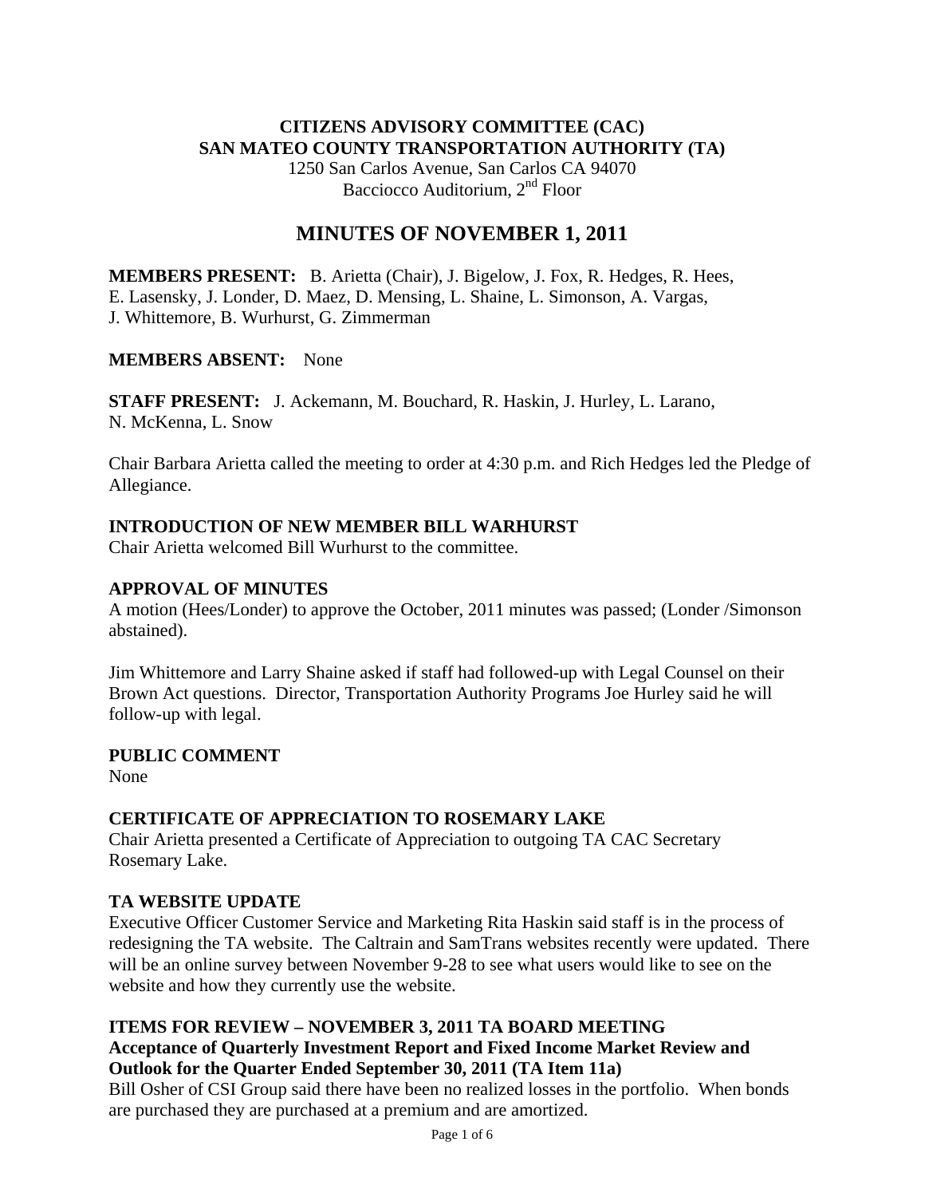**CITIZENS ADVISORY COMMITTEE (CAC)**
**SAN MATEO COUNTY TRANSPORTATION AUTHORITY (TA)**
1250 San Carlos Avenue, San Carlos CA 94070
Bacciocco Auditorium, 2nd Floor

# MINUTES OF NOVEMBER 1, 2011

**MEMBERS PRESENT:** B. Arietta (Chair), J. Bigelow, J. Fox, R. Hedges, R. Hees, E. Lasensky, J. Londer, D. Maez, D. Mensing, L. Shaine, L. Simonson, A. Vargas, J. Whittemore, B. Wurhurst, G. Zimmerman

**MEMBERS ABSENT:** None

**STAFF PRESENT:** J. Ackemann, M. Bouchard, R. Haskin, J. Hurley, L. Larano, N. McKenna, L. Snow

Chair Barbara Arietta called the meeting to order at 4:30 p.m. and Rich Hedges led the Pledge of Allegiance.

**INTRODUCTION OF NEW MEMBER BILL WARHURST**
Chair Arietta welcomed Bill Wurhurst to the committee.

**APPROVAL OF MINUTES**
A motion (Hees/Londer) to approve the October, 2011 minutes was passed; (Londer /Simonson abstained).

Jim Whittemore and Larry Shaine asked if staff had followed-up with Legal Counsel on their Brown Act questions. Director, Transportation Authority Programs Joe Hurley said he will follow-up with legal.

**PUBLIC COMMENT**
None

**CERTIFICATE OF APPRECIATION TO ROSEMARY LAKE**
Chair Arietta presented a Certificate of Appreciation to outgoing TA CAC Secretary Rosemary Lake.

**TA WEBSITE UPDATE**
Executive Officer Customer Service and Marketing Rita Haskin said staff is in the process of redesigning the TA website. The Caltrain and SamTrans websites recently were updated. There will be an online survey between November 9-28 to see what users would like to see on the website and how they currently use the website.

**ITEMS FOR REVIEW – NOVEMBER 3, 2011 TA BOARD MEETING**
**Acceptance of Quarterly Investment Report and Fixed Income Market Review and Outlook for the Quarter Ended September 30, 2011 (TA Item 11a)**
Bill Osher of CSI Group said there have been no realized losses in the portfolio. When bonds are purchased they are purchased at a premium and are amortized.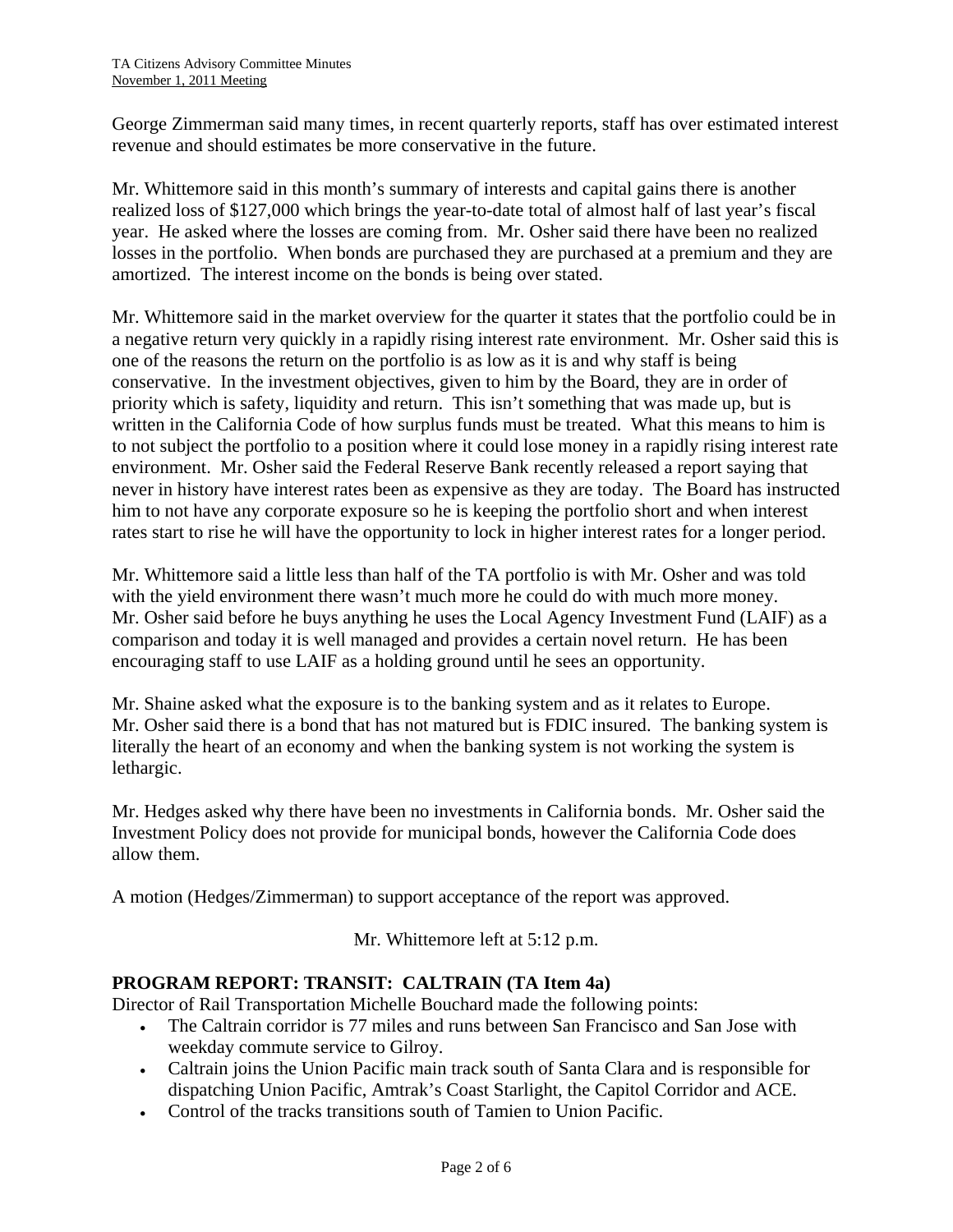George Zimmerman said many times, in recent quarterly reports, staff has over estimated interest revenue and should estimates be more conservative in the future.

Mr. Whittemore said in this month's summary of interests and capital gains there is another realized loss of $127,000 which brings the year-to-date total of almost half of last year's fiscal year. He asked where the losses are coming from. Mr. Osher said there have been no realized losses in the portfolio. When bonds are purchased they are purchased at a premium and they are amortized. The interest income on the bonds is being over stated.

Mr. Whittemore said in the market overview for the quarter it states that the portfolio could be in a negative return very quickly in a rapidly rising interest rate environment. Mr. Osher said this is one of the reasons the return on the portfolio is as low as it is and why staff is being conservative. In the investment objectives, given to him by the Board, they are in order of priority which is safety, liquidity and return. This isn't something that was made up, but is written in the California Code of how surplus funds must be treated. What this means to him is to not subject the portfolio to a position where it could lose money in a rapidly rising interest rate environment. Mr. Osher said the Federal Reserve Bank recently released a report saying that never in history have interest rates been as expensive as they are today. The Board has instructed him to not have any corporate exposure so he is keeping the portfolio short and when interest rates start to rise he will have the opportunity to lock in higher interest rates for a longer period.

Mr. Whittemore said a little less than half of the TA portfolio is with Mr. Osher and was told with the yield environment there wasn't much more he could do with much more money. Mr. Osher said before he buys anything he uses the Local Agency Investment Fund (LAIF) as a comparison and today it is well managed and provides a certain novel return. He has been encouraging staff to use LAIF as a holding ground until he sees an opportunity.

Mr. Shaine asked what the exposure is to the banking system and as it relates to Europe. Mr. Osher said there is a bond that has not matured but is FDIC insured. The banking system is literally the heart of an economy and when the banking system is not working the system is lethargic.

Mr. Hedges asked why there have been no investments in California bonds. Mr. Osher said the Investment Policy does not provide for municipal bonds, however the California Code does allow them.

A motion (Hedges/Zimmerman) to support acceptance of the report was approved.

Mr. Whittemore left at 5:12 p.m.

## PROGRAM REPORT: TRANSIT: CALTRAIN (TA Item 4a)

Director of Rail Transportation Michelle Bouchard made the following points:

- The Caltrain corridor is 77 miles and runs between San Francisco and San Jose with weekday commute service to Gilroy.
- Caltrain joins the Union Pacific main track south of Santa Clara and is responsible for dispatching Union Pacific, Amtrak's Coast Starlight, the Capitol Corridor and ACE.
- Control of the tracks transitions south of Tamien to Union Pacific.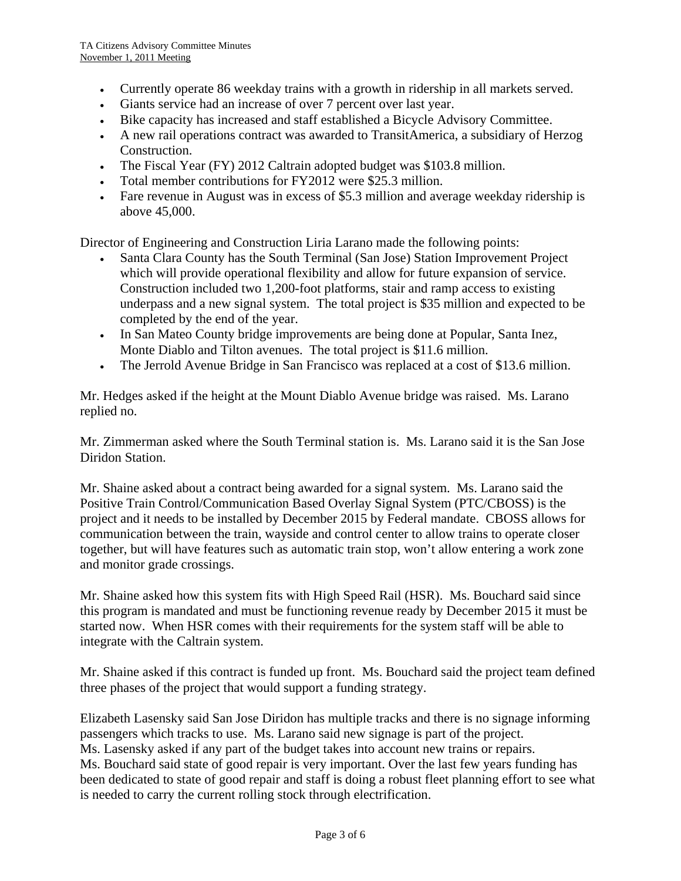- Currently operate 86 weekday trains with a growth in ridership in all markets served.
- Giants service had an increase of over 7 percent over last year.
- Bike capacity has increased and staff established a Bicycle Advisory Committee.
- A new rail operations contract was awarded to TransitAmerica, a subsidiary of Herzog Construction.
- The Fiscal Year (FY) 2012 Caltrain adopted budget was $103.8 million.
- Total member contributions for FY2012 were $25.3 million.
- Fare revenue in August was in excess of $5.3 million and average weekday ridership is above 45,000.

Director of Engineering and Construction Liria Larano made the following points:

- Santa Clara County has the South Terminal (San Jose) Station Improvement Project which will provide operational flexibility and allow for future expansion of service. Construction included two 1,200-foot platforms, stair and ramp access to existing underpass and a new signal system. The total project is $35 million and expected to be completed by the end of the year.
- In San Mateo County bridge improvements are being done at Popular, Santa Inez, Monte Diablo and Tilton avenues. The total project is $11.6 million.
- The Jerrold Avenue Bridge in San Francisco was replaced at a cost of $13.6 million.

Mr. Hedges asked if the height at the Mount Diablo Avenue bridge was raised. Ms. Larano replied no.

Mr. Zimmerman asked where the South Terminal station is. Ms. Larano said it is the San Jose Diridon Station.

Mr. Shaine asked about a contract being awarded for a signal system. Ms. Larano said the Positive Train Control/Communication Based Overlay Signal System (PTC/CBOSS) is the project and it needs to be installed by December 2015 by Federal mandate. CBOSS allows for communication between the train, wayside and control center to allow trains to operate closer together, but will have features such as automatic train stop, won't allow entering a work zone and monitor grade crossings.

Mr. Shaine asked how this system fits with High Speed Rail (HSR). Ms. Bouchard said since this program is mandated and must be functioning revenue ready by December 2015 it must be started now. When HSR comes with their requirements for the system staff will be able to integrate with the Caltrain system.

Mr. Shaine asked if this contract is funded up front. Ms. Bouchard said the project team defined three phases of the project that would support a funding strategy.

Elizabeth Lasensky said San Jose Diridon has multiple tracks and there is no signage informing passengers which tracks to use. Ms. Larano said new signage is part of the project.
Ms. Lasensky asked if any part of the budget takes into account new trains or repairs.
Ms. Bouchard said state of good repair is very important. Over the last few years funding has been dedicated to state of good repair and staff is doing a robust fleet planning effort to see what is needed to carry the current rolling stock through electrification.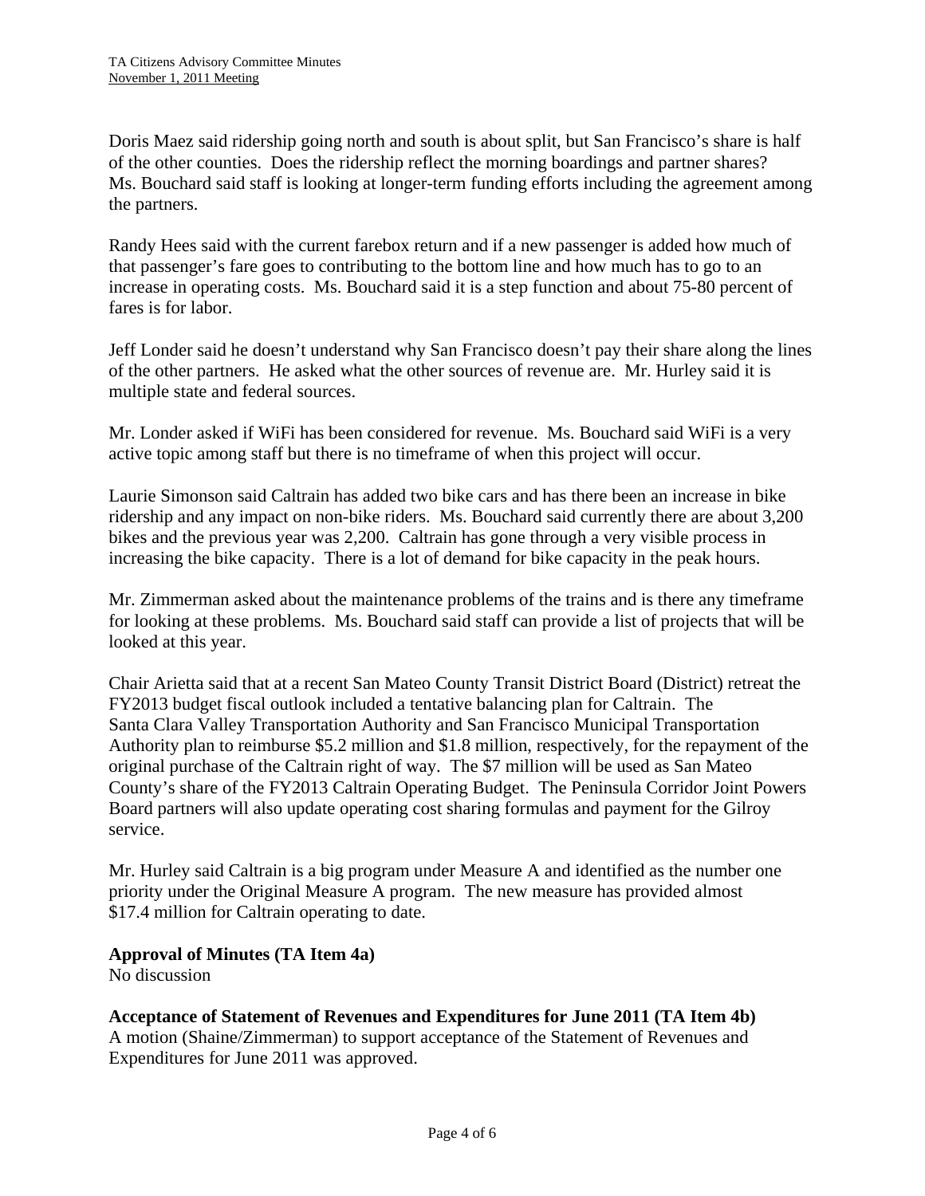Doris Maez said ridership going north and south is about split, but San Francisco's share is half of the other counties. Does the ridership reflect the morning boardings and partner shares? Ms. Bouchard said staff is looking at longer-term funding efforts including the agreement among the partners.

Randy Hees said with the current farebox return and if a new passenger is added how much of that passenger's fare goes to contributing to the bottom line and how much has to go to an increase in operating costs. Ms. Bouchard said it is a step function and about 75-80 percent of fares is for labor.

Jeff Londer said he doesn't understand why San Francisco doesn't pay their share along the lines of the other partners. He asked what the other sources of revenue are. Mr. Hurley said it is multiple state and federal sources.

Mr. Londer asked if WiFi has been considered for revenue. Ms. Bouchard said WiFi is a very active topic among staff but there is no timeframe of when this project will occur.

Laurie Simonson said Caltrain has added two bike cars and has there been an increase in bike ridership and any impact on non-bike riders. Ms. Bouchard said currently there are about 3,200 bikes and the previous year was 2,200. Caltrain has gone through a very visible process in increasing the bike capacity. There is a lot of demand for bike capacity in the peak hours.

Mr. Zimmerman asked about the maintenance problems of the trains and is there any timeframe for looking at these problems. Ms. Bouchard said staff can provide a list of projects that will be looked at this year.

Chair Arietta said that at a recent San Mateo County Transit District Board (District) retreat the FY2013 budget fiscal outlook included a tentative balancing plan for Caltrain. The Santa Clara Valley Transportation Authority and San Francisco Municipal Transportation Authority plan to reimburse $5.2 million and $1.8 million, respectively, for the repayment of the original purchase of the Caltrain right of way. The $7 million will be used as San Mateo County's share of the FY2013 Caltrain Operating Budget. The Peninsula Corridor Joint Powers Board partners will also update operating cost sharing formulas and payment for the Gilroy service.

Mr. Hurley said Caltrain is a big program under Measure A and identified as the number one priority under the Original Measure A program. The new measure has provided almost $17.4 million for Caltrain operating to date.

**Approval of Minutes (TA Item 4a)**
No discussion

**Acceptance of Statement of Revenues and Expenditures for June 2011 (TA Item 4b)**
A motion (Shaine/Zimmerman) to support acceptance of the Statement of Revenues and Expenditures for June 2011 was approved.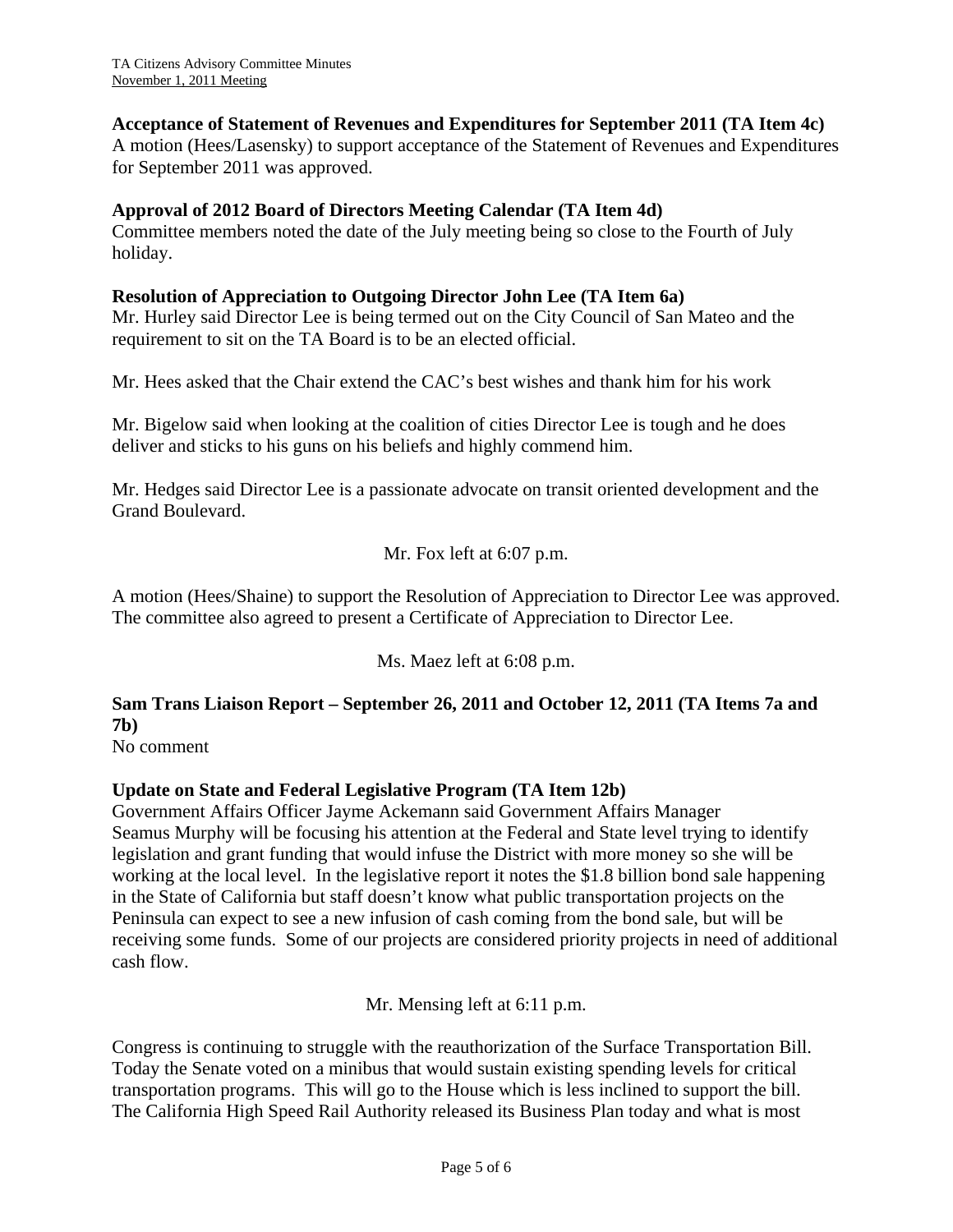**Acceptance of Statement of Revenues and Expenditures for September 2011 (TA Item 4c)**
A motion (Hees/Lasensky) to support acceptance of the Statement of Revenues and Expenditures for September 2011 was approved.

**Approval of 2012 Board of Directors Meeting Calendar (TA Item 4d)**
Committee members noted the date of the July meeting being so close to the Fourth of July holiday.

**Resolution of Appreciation to Outgoing Director John Lee (TA Item 6a)**
Mr. Hurley said Director Lee is being termed out on the City Council of San Mateo and the requirement to sit on the TA Board is to be an elected official.

Mr. Hees asked that the Chair extend the CAC's best wishes and thank him for his work

Mr. Bigelow said when looking at the coalition of cities Director Lee is tough and he does deliver and sticks to his guns on his beliefs and highly commend him.

Mr. Hedges said Director Lee is a passionate advocate on transit oriented development and the Grand Boulevard.

Mr. Fox left at 6:07 p.m.

A motion (Hees/Shaine) to support the Resolution of Appreciation to Director Lee was approved. The committee also agreed to present a Certificate of Appreciation to Director Lee.

Ms. Maez left at 6:08 p.m.

**Sam Trans Liaison Report – September 26, 2011 and October 12, 2011 (TA Items 7a and 7b)**
No comment

**Update on State and Federal Legislative Program (TA Item 12b)**
Government Affairs Officer Jayme Ackemann said Government Affairs Manager Seamus Murphy will be focusing his attention at the Federal and State level trying to identify legislation and grant funding that would infuse the District with more money so she will be working at the local level. In the legislative report it notes the $1.8 billion bond sale happening in the State of California but staff doesn't know what public transportation projects on the Peninsula can expect to see a new infusion of cash coming from the bond sale, but will be receiving some funds. Some of our projects are considered priority projects in need of additional cash flow.

Mr. Mensing left at 6:11 p.m.

Congress is continuing to struggle with the reauthorization of the Surface Transportation Bill. Today the Senate voted on a minibus that would sustain existing spending levels for critical transportation programs. This will go to the House which is less inclined to support the bill. The California High Speed Rail Authority released its Business Plan today and what is most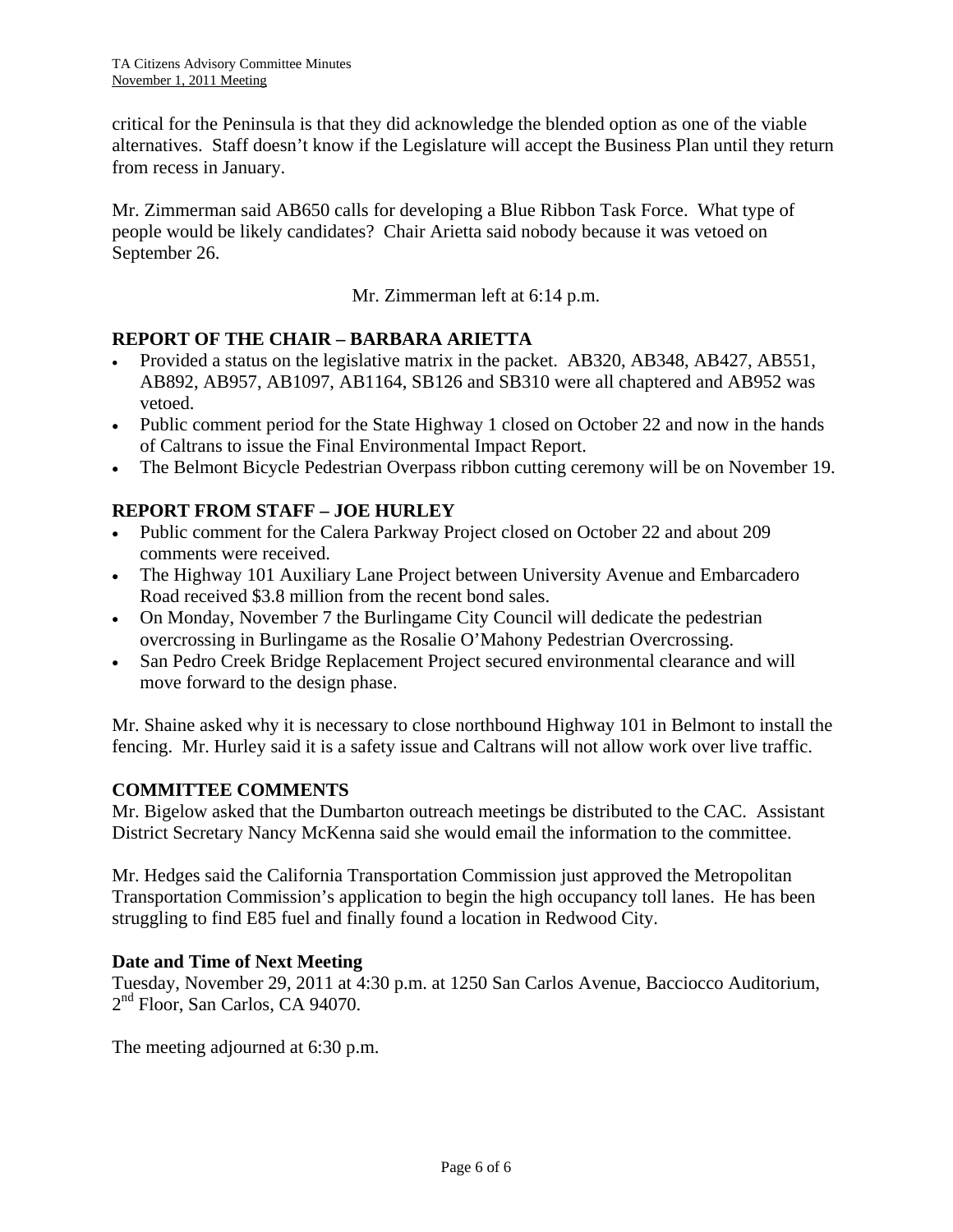critical for the Peninsula is that they did acknowledge the blended option as one of the viable alternatives. Staff doesn't know if the Legislature will accept the Business Plan until they return from recess in January.

Mr. Zimmerman said AB650 calls for developing a Blue Ribbon Task Force. What type of people would be likely candidates? Chair Arietta said nobody because it was vetoed on September 26.

Mr. Zimmerman left at 6:14 p.m.

## REPORT OF THE CHAIR – BARBARA ARIETTA

- Provided a status on the legislative matrix in the packet. AB320, AB348, AB427, AB551, AB892, AB957, AB1097, AB1164, SB126 and SB310 were all chaptered and AB952 was vetoed.
- Public comment period for the State Highway 1 closed on October 22 and now in the hands of Caltrans to issue the Final Environmental Impact Report.
- The Belmont Bicycle Pedestrian Overpass ribbon cutting ceremony will be on November 19.

## REPORT FROM STAFF – JOE HURLEY

- Public comment for the Calera Parkway Project closed on October 22 and about 209 comments were received.
- The Highway 101 Auxiliary Lane Project between University Avenue and Embarcadero Road received $3.8 million from the recent bond sales.
- On Monday, November 7 the Burlingame City Council will dedicate the pedestrian overcrossing in Burlingame as the Rosalie O'Mahony Pedestrian Overcrossing.
- San Pedro Creek Bridge Replacement Project secured environmental clearance and will move forward to the design phase.

Mr. Shaine asked why it is necessary to close northbound Highway 101 in Belmont to install the fencing. Mr. Hurley said it is a safety issue and Caltrans will not allow work over live traffic.

## COMMITTEE COMMENTS

Mr. Bigelow asked that the Dumbarton outreach meetings be distributed to the CAC. Assistant District Secretary Nancy McKenna said she would email the information to the committee.

Mr. Hedges said the California Transportation Commission just approved the Metropolitan Transportation Commission's application to begin the high occupancy toll lanes. He has been struggling to find E85 fuel and finally found a location in Redwood City.

### Date and Time of Next Meeting

Tuesday, November 29, 2011 at 4:30 p.m. at 1250 San Carlos Avenue, Bacciocco Auditorium, 2nd Floor, San Carlos, CA 94070.

The meeting adjourned at 6:30 p.m.